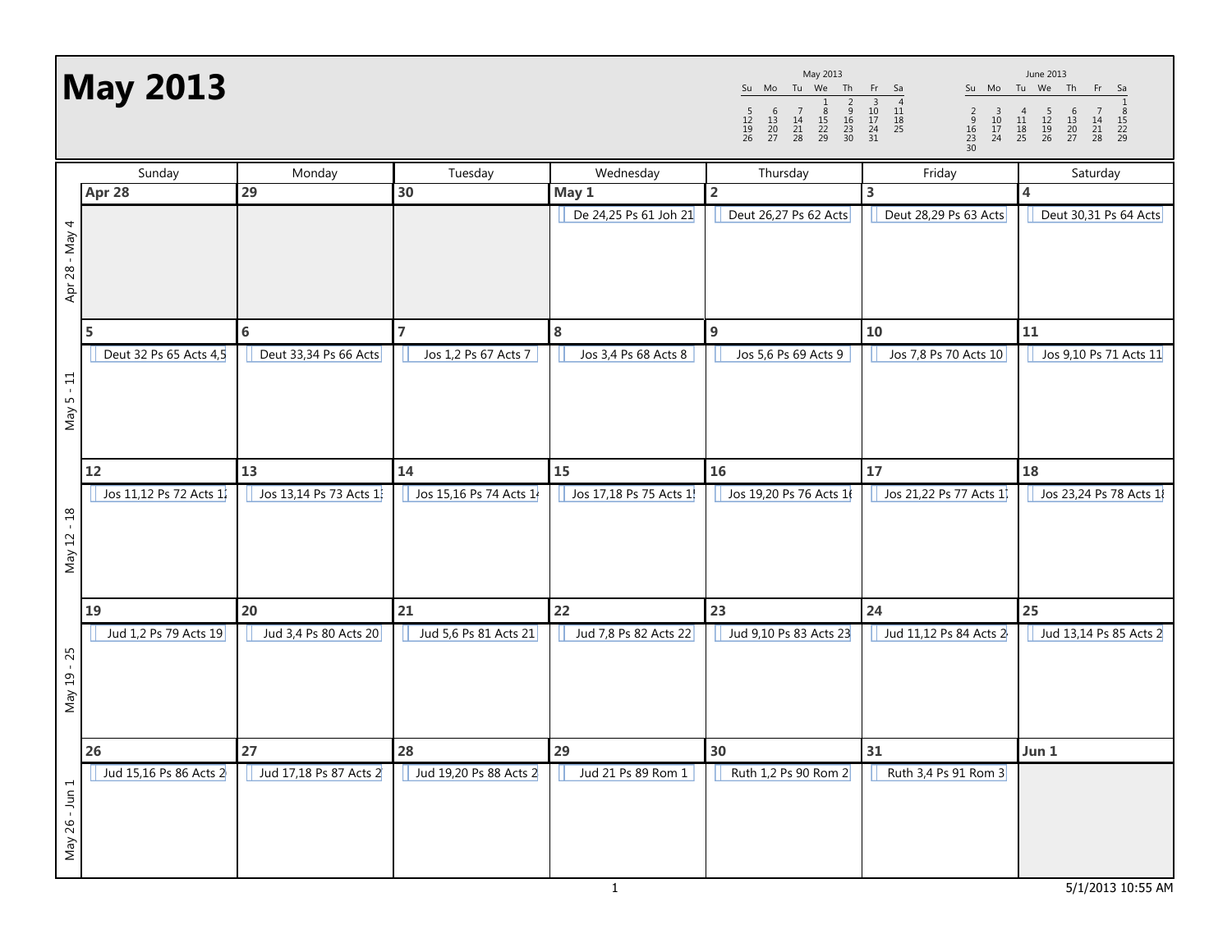# May 2013

**May 2013**

| Su | Mo | Tu | We | Th | Fr | Sa |
|---|---|---|---|---|---|---|
| | | | 1 | 2 | 3 | 4 |
| 5 | 6 | 7 | 8 | 9 | 10 | 11 |
| 12 | 13 | 14 | 15 | 16 | 17 | 18 |
| 19 | 20 | 21 | 22 | 23 | 24 | 25 |
| 26 | 27 | 28 | 29 | 30 | 31 | |

**June 2013**

| Su | Mo | Tu | We | Th | Fr | Sa |
|---|---|---|---|---|---|---|
| | | | | | | 1 |
| 2 | 3 | 4 | 5 | 6 | 7 | 8 |
| 9 | 10 | 11 | 12 | 13 | 14 | 15 |
| 16 | 17 | 18 | 19 | 20 | 21 | 22 |
| 23 | 24 | 25 | 26 | 27 | 28 | 29 |
| 30 | | | | | | |

| Week | Sunday | Monday | Tuesday | Wednesday | Thursday | Friday | Saturday |
|---|---|---|---|---|---|---|---|
| Apr 28 - May 4 | **Apr 28** | **29** | **30** | **May 1** De 24,25 Ps 61 Joh 21 | **2** Deut 26,27 Ps 62 Acts | **3** Deut 28,29 Ps 63 Acts | **4** Deut 30,31 Ps 64 Acts |
| May 5 - 11 | **5** Deut 32 Ps 65 Acts 4,5 | **6** Deut 33,34 Ps 66 Acts | **7** Jos 1,2 Ps 67 Acts 7 | **8** Jos 3,4 Ps 68 Acts 8 | **9** Jos 5,6 Ps 69 Acts 9 | **10** Jos 7,8 Ps 70 Acts 10 | **11** Jos 9,10 Ps 71 Acts 11 |
| May 12 - 18 | **12** Jos 11,12 Ps 72 Acts 1 | **13** Jos 13,14 Ps 73 Acts 1 | **14** Jos 15,16 Ps 74 Acts 1 | **15** Jos 17,18 Ps 75 Acts 1 | **16** Jos 19,20 Ps 76 Acts 1 | **17** Jos 21,22 Ps 77 Acts 1 | **18** Jos 23,24 Ps 78 Acts 1 |
| May 19 - 25 | **19** Jud 1,2 Ps 79 Acts 19 | **20** Jud 3,4 Ps 80 Acts 20 | **21** Jud 5,6 Ps 81 Acts 21 | **22** Jud 7,8 Ps 82 Acts 22 | **23** Jud 9,10 Ps 83 Acts 23 | **24** Jud 11,12 Ps 84 Acts 2 | **25** Jud 13,14 Ps 85 Acts 2 |
| May 26 - Jun 1 | **26** Jud 15,16 Ps 86 Acts 2 | **27** Jud 17,18 Ps 87 Acts 2 | **28** Jud 19,20 Ps 88 Acts 2 | **29** Jud 21 Ps 89 Rom 1 | **30** Ruth 1,2 Ps 90 Rom 2 | **31** Ruth 3,4 Ps 91 Rom 3 | **Jun 1** |

5/1/2013 10:55 AM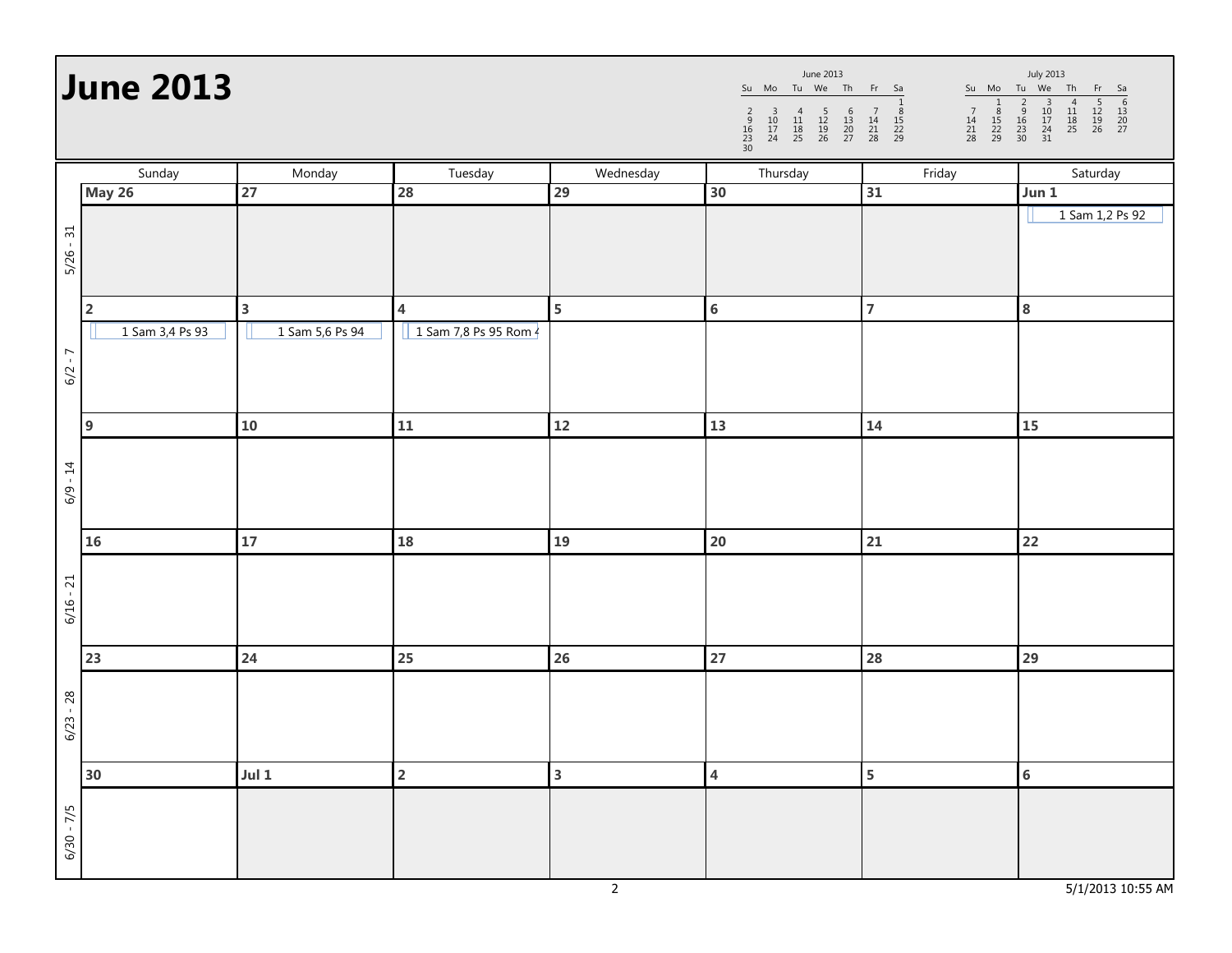# June 2013

June 2013

| Su | Mo | Tu | We | Th | Fr | Sa |
|---|---|---|---|---|---|---|
| | | | | | | 1 |
| 2 | 3 | 4 | 5 | 6 | 7 | 8 |
| 9 | 10 | 11 | 12 | 13 | 14 | 15 |
| 16 | 17 | 18 | 19 | 20 | 21 | 22 |
| 23 | 24 | 25 | 26 | 27 | 28 | 29 |
| 30 | | | | | | |

July 2013

| Su | Mo | Tu | We | Th | Fr | Sa |
|---|---|---|---|---|---|---|
| | 1 | 2 | 3 | 4 | 5 | 6 |
| 7 | 8 | 9 | 10 | 11 | 12 | 13 |
| 14 | 15 | 16 | 17 | 18 | 19 | 20 |
| 21 | 22 | 23 | 24 | 25 | 26 | 27 |
| 28 | 29 | 30 | 31 | | | |

| | Sunday | Monday | Tuesday | Wednesday | Thursday | Friday | Saturday |
|---|---|---|---|---|---|---|---|
| 5/26 - 31 | May 26 | 27 | 28 | 29 | 30 | 31 | Jun 1<br>1 Sam 1,2 Ps 92 |
| 6/2 - 7 | 2<br>1 Sam 3,4 Ps 93 | 3<br>1 Sam 5,6 Ps 94 | 4<br>1 Sam 7,8 Ps 95 Rom 4 | 5 | 6 | 7 | 8 |
| 6/9 - 14 | 9 | 10 | 11 | 12 | 13 | 14 | 15 |
| 6/16 - 21 | 16 | 17 | 18 | 19 | 20 | 21 | 22 |
| 6/23 - 28 | 23 | 24 | 25 | 26 | 27 | 28 | 29 |
| 6/30 - 7/5 | 30 | Jul 1 | 2 | 3 | 4 | 5 | 6 |

5/1/2013 10:55 AM